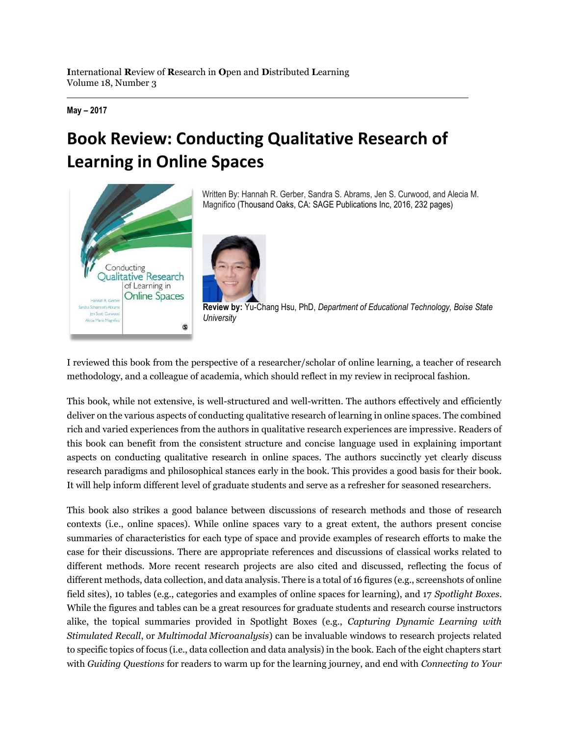**I**nternational **R**eview of **R**esearch in **O**pen and **D**istributed **L**earning
Volume 18, Number 3

**May – 2017**

# Book Review: Conducting Qualitative Research of Learning in Online Spaces

Written By: Hannah R. Gerber, Sandra S. Abrams, Jen S. Curwood, and Alecia M. Magnifico (Thousand Oaks, CA: SAGE Publications Inc, 2016, 232 pages)

**Review by:** Yu-Chang Hsu, PhD, *Department of Educational Technology, Boise State University*

I reviewed this book from the perspective of a researcher/scholar of online learning, a teacher of research methodology, and a colleague of academia, which should reflect in my review in reciprocal fashion.

This book, while not extensive, is well-structured and well-written. The authors effectively and efficiently deliver on the various aspects of conducting qualitative research of learning in online spaces. The combined rich and varied experiences from the authors in qualitative research experiences are impressive. Readers of this book can benefit from the consistent structure and concise language used in explaining important aspects on conducting qualitative research in online spaces. The authors succinctly yet clearly discuss research paradigms and philosophical stances early in the book. This provides a good basis for their book. It will help inform different level of graduate students and serve as a refresher for seasoned researchers.

This book also strikes a good balance between discussions of research methods and those of research contexts (i.e., online spaces). While online spaces vary to a great extent, the authors present concise summaries of characteristics for each type of space and provide examples of research efforts to make the case for their discussions. There are appropriate references and discussions of classical works related to different methods. More recent research projects are also cited and discussed, reflecting the focus of different methods, data collection, and data analysis. There is a total of 16 figures (e.g., screenshots of online field sites), 10 tables (e.g., categories and examples of online spaces for learning), and 17 *Spotlight Boxes*. While the figures and tables can be a great resources for graduate students and research course instructors alike, the topical summaries provided in Spotlight Boxes (e.g., *Capturing Dynamic Learning with Stimulated Recall*, or *Multimodal Microanalysis*) can be invaluable windows to research projects related to specific topics of focus (i.e., data collection and data analysis) in the book. Each of the eight chapters start with *Guiding Questions* for readers to warm up for the learning journey, and end with *Connecting to Your*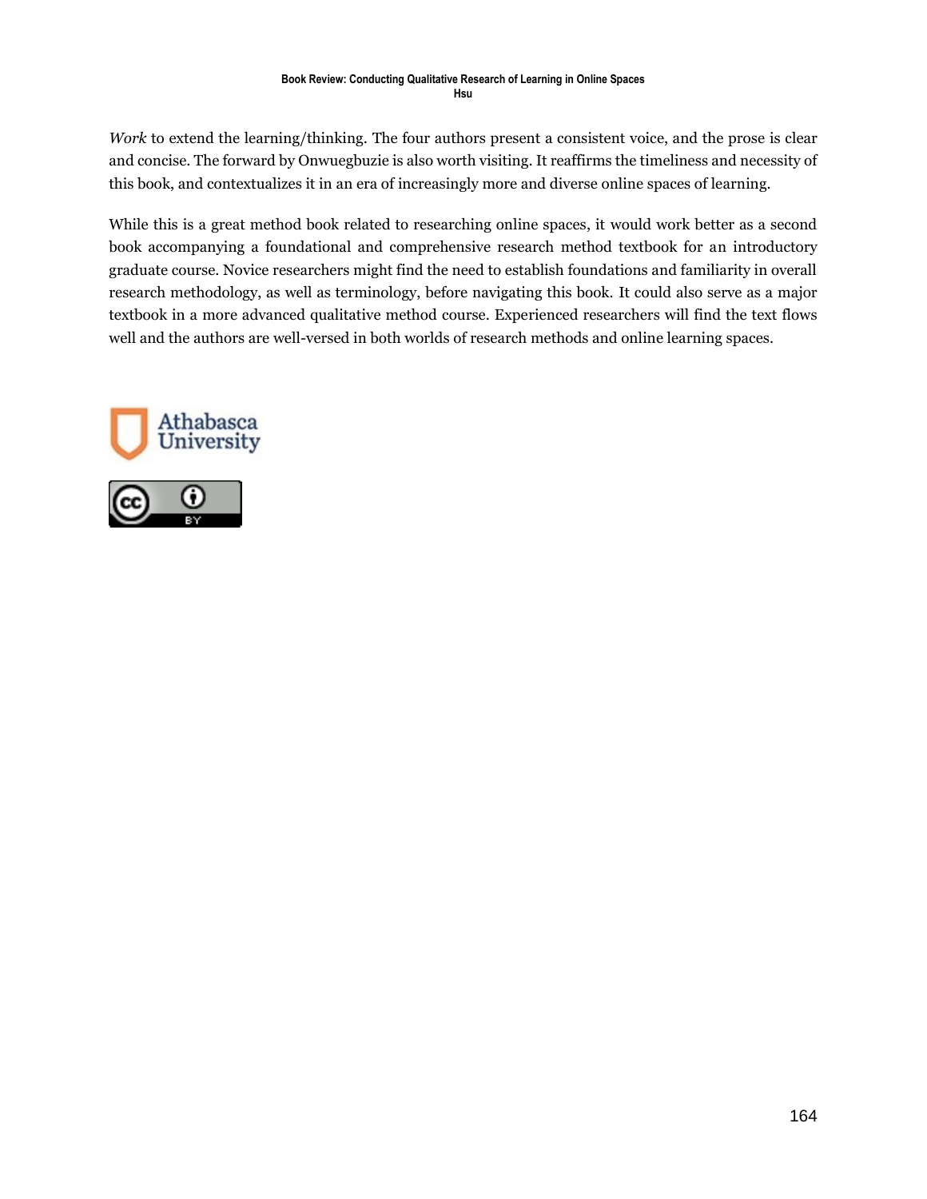*Work* to extend the learning/thinking. The four authors present a consistent voice, and the prose is clear and concise. The forward by Onwuegbuzie is also worth visiting. It reaffirms the timeliness and necessity of this book, and contextualizes it in an era of increasingly more and diverse online spaces of learning.

While this is a great method book related to researching online spaces, it would work better as a second book accompanying a foundational and comprehensive research method textbook for an introductory graduate course. Novice researchers might find the need to establish foundations and familiarity in overall research methodology, as well as terminology, before navigating this book. It could also serve as a major textbook in a more advanced qualitative method course. Experienced researchers will find the text flows well and the authors are well-versed in both worlds of research methods and online learning spaces.